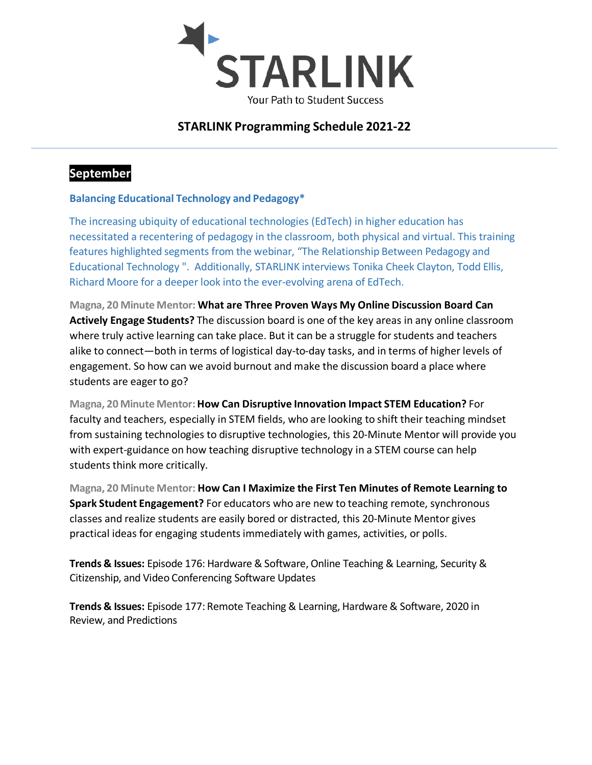# STARLINK

Your Path to Student Success

## STARLINK Programming Schedule 2021-22

---

### September

**Balancing Educational Technology and Pedagogy***

The increasing ubiquity of educational technologies (EdTech) in higher education has necessitated a recentering of pedagogy in the classroom, both physical and virtual. This training features highlighted segments from the webinar, "The Relationship Between Pedagogy and Educational Technology ". Additionally, STARLINK interviews Tonika Cheek Clayton, Todd Ellis, Richard Moore for a deeper look into the ever-evolving arena of EdTech.

**Magna, 20 Minute Mentor: What are Three Proven Ways My Online Discussion Board Can Actively Engage Students?** The discussion board is one of the key areas in any online classroom where truly active learning can take place. But it can be a struggle for students and teachers alike to connect—both in terms of logistical day-to-day tasks, and in terms of higher levels of engagement. So how can we avoid burnout and make the discussion board a place where students are eager to go?

**Magna, 20 Minute Mentor: How Can Disruptive Innovation Impact STEM Education?** For faculty and teachers, especially in STEM fields, who are looking to shift their teaching mindset from sustaining technologies to disruptive technologies, this 20-Minute Mentor will provide you with expert-guidance on how teaching disruptive technology in a STEM course can help students think more critically.

**Magna, 20 Minute Mentor: How Can I Maximize the First Ten Minutes of Remote Learning to Spark Student Engagement?** For educators who are new to teaching remote, synchronous classes and realize students are easily bored or distracted, this 20-Minute Mentor gives practical ideas for engaging students immediately with games, activities, or polls.

**Trends & Issues:** Episode 176: Hardware & Software, Online Teaching & Learning, Security & Citizenship, and Video Conferencing Software Updates

**Trends & Issues:** Episode 177: Remote Teaching & Learning, Hardware & Software, 2020 in Review, and Predictions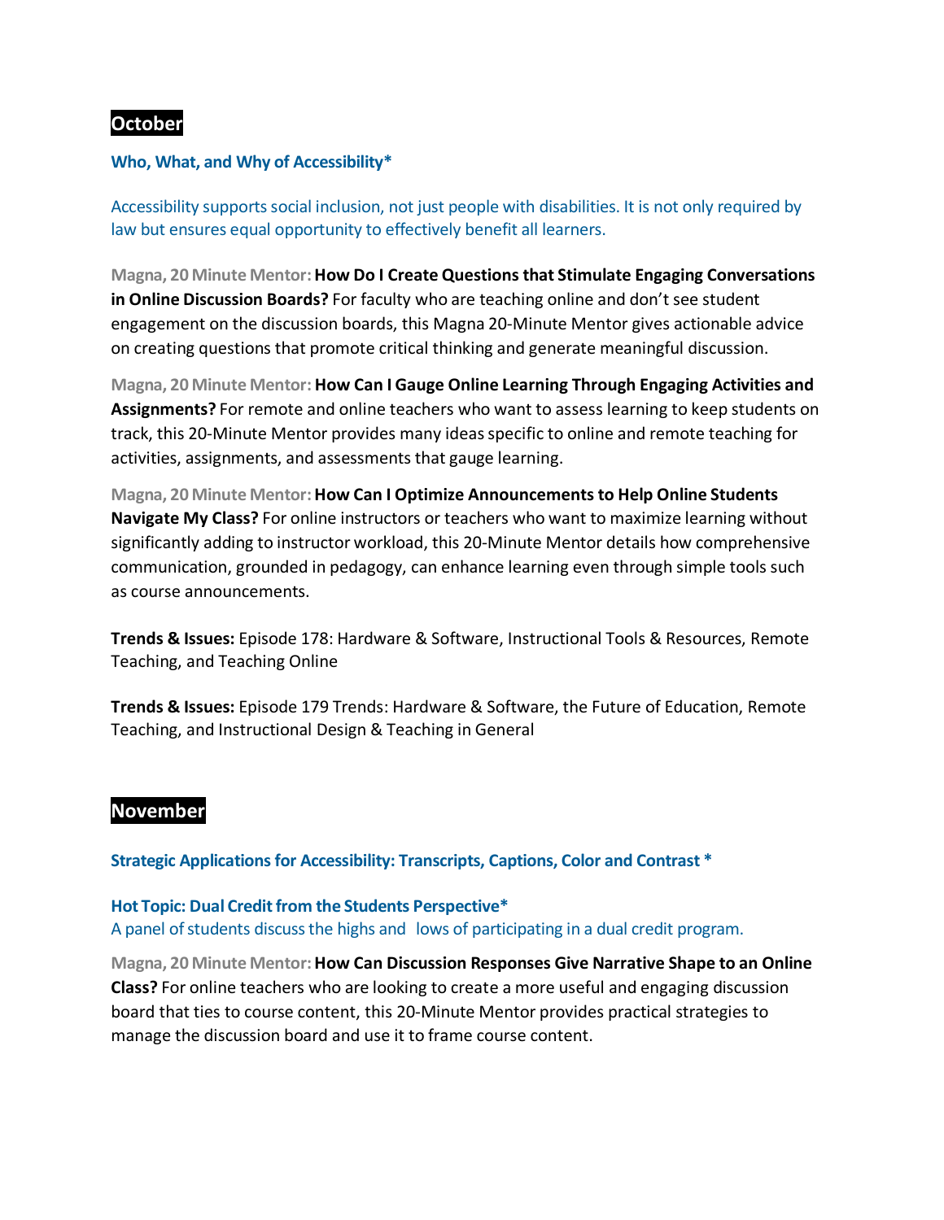## October

### Who, What, and Why of Accessibility*

Accessibility supports social inclusion, not just people with disabilities. It is not only required by law but ensures equal opportunity to effectively benefit all learners.

Magna, 20 Minute Mentor: **How Do I Create Questions that Stimulate Engaging Conversations in Online Discussion Boards?** For faculty who are teaching online and don't see student engagement on the discussion boards, this Magna 20-Minute Mentor gives actionable advice on creating questions that promote critical thinking and generate meaningful discussion.

Magna, 20 Minute Mentor: **How Can I Gauge Online Learning Through Engaging Activities and Assignments?** For remote and online teachers who want to assess learning to keep students on track, this 20-Minute Mentor provides many ideas specific to online and remote teaching for activities, assignments, and assessments that gauge learning.

Magna, 20 Minute Mentor: **How Can I Optimize Announcements to Help Online Students Navigate My Class?** For online instructors or teachers who want to maximize learning without significantly adding to instructor workload, this 20-Minute Mentor details how comprehensive communication, grounded in pedagogy, can enhance learning even through simple tools such as course announcements.

**Trends & Issues:** Episode 178: Hardware & Software, Instructional Tools & Resources, Remote Teaching, and Teaching Online

**Trends & Issues:** Episode 179 Trends: Hardware & Software, the Future of Education, Remote Teaching, and Instructional Design & Teaching in General

## November

### Strategic Applications for Accessibility: Transcripts, Captions, Color and Contrast *

### Hot Topic: Dual Credit from the Students Perspective*

A panel of students discuss the highs and lows of participating in a dual credit program.

Magna, 20 Minute Mentor: **How Can Discussion Responses Give Narrative Shape to an Online Class?** For online teachers who are looking to create a more useful and engaging discussion board that ties to course content, this 20-Minute Mentor provides practical strategies to manage the discussion board and use it to frame course content.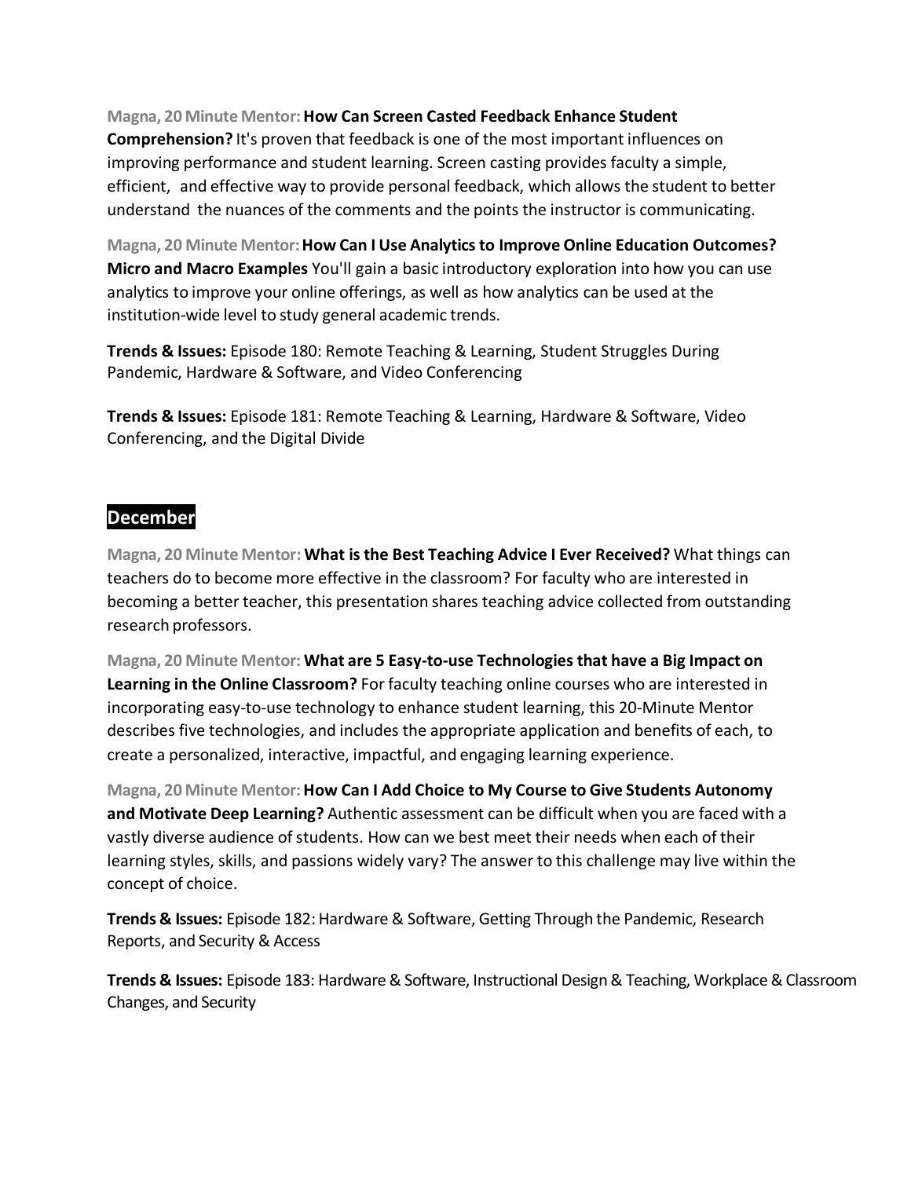**Magna, 20 Minute Mentor: How Can Screen Casted Feedback Enhance Student Comprehension?** It's proven that feedback is one of the most important influences on improving performance and student learning. Screen casting provides faculty a simple, efficient, and effective way to provide personal feedback, which allows the student to better understand the nuances of the comments and the points the instructor is communicating.

**Magna, 20 Minute Mentor: How Can I Use Analytics to Improve Online Education Outcomes? Micro and Macro Examples** You'll gain a basic introductory exploration into how you can use analytics to improve your online offerings, as well as how analytics can be used at the institution-wide level to study general academic trends.

**Trends & Issues:** Episode 180: Remote Teaching & Learning, Student Struggles During Pandemic, Hardware & Software, and Video Conferencing

**Trends & Issues:** Episode 181: Remote Teaching & Learning, Hardware & Software, Video Conferencing, and the Digital Divide

## December

**Magna, 20 Minute Mentor: What is the Best Teaching Advice I Ever Received?** What things can teachers do to become more effective in the classroom? For faculty who are interested in becoming a better teacher, this presentation shares teaching advice collected from outstanding research professors.

**Magna, 20 Minute Mentor: What are 5 Easy-to-use Technologies that have a Big Impact on Learning in the Online Classroom?** For faculty teaching online courses who are interested in incorporating easy-to-use technology to enhance student learning, this 20-Minute Mentor describes five technologies, and includes the appropriate application and benefits of each, to create a personalized, interactive, impactful, and engaging learning experience.

**Magna, 20 Minute Mentor: How Can I Add Choice to My Course to Give Students Autonomy and Motivate Deep Learning?** Authentic assessment can be difficult when you are faced with a vastly diverse audience of students. How can we best meet their needs when each of their learning styles, skills, and passions widely vary? The answer to this challenge may live within the concept of choice.

**Trends & Issues:** Episode 182: Hardware & Software, Getting Through the Pandemic, Research Reports, and Security & Access

**Trends & Issues:** Episode 183: Hardware & Software, Instructional Design & Teaching, Workplace & Classroom Changes, and Security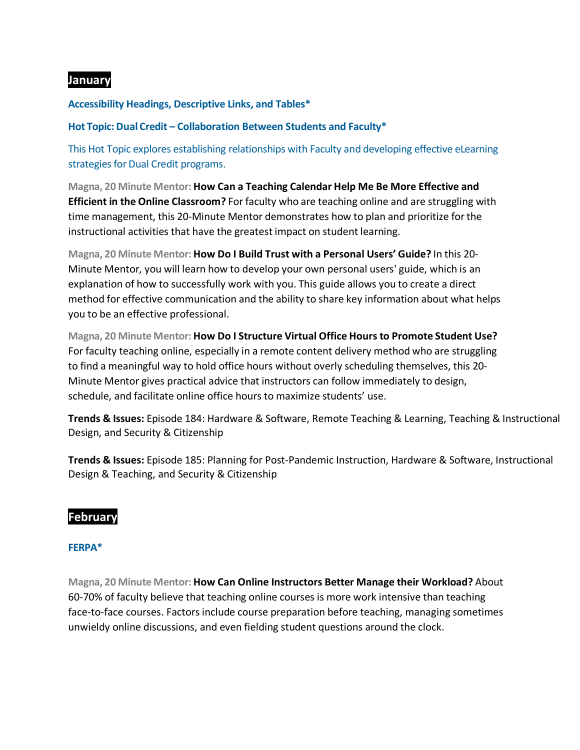## January

**Accessibility Headings, Descriptive Links, and Tables***

**Hot Topic: Dual Credit – Collaboration Between Students and Faculty***

This Hot Topic explores establishing relationships with Faculty and developing effective eLearning strategies for Dual Credit programs.

Magna, 20 Minute Mentor: **How Can a Teaching Calendar Help Me Be More Effective and Efficient in the Online Classroom?** For faculty who are teaching online and are struggling with time management, this 20-Minute Mentor demonstrates how to plan and prioritize for the instructional activities that have the greatest impact on student learning.

Magna, 20 Minute Mentor: **How Do I Build Trust with a Personal Users' Guide?** In this 20-Minute Mentor, you will learn how to develop your own personal users' guide, which is an explanation of how to successfully work with you. This guide allows you to create a direct method for effective communication and the ability to share key information about what helps you to be an effective professional.

Magna, 20 Minute Mentor: **How Do I Structure Virtual Office Hours to Promote Student Use?** For faculty teaching online, especially in a remote content delivery method who are struggling to find a meaningful way to hold office hours without overly scheduling themselves, this 20-Minute Mentor gives practical advice that instructors can follow immediately to design, schedule, and facilitate online office hours to maximize students' use.

**Trends & Issues:** Episode 184: Hardware & Software, Remote Teaching & Learning, Teaching & Instructional Design, and Security & Citizenship

**Trends & Issues:** Episode 185: Planning for Post-Pandemic Instruction, Hardware & Software, Instructional Design & Teaching, and Security & Citizenship

## February

**FERPA***

Magna, 20 Minute Mentor: **How Can Online Instructors Better Manage their Workload?** About 60-70% of faculty believe that teaching online courses is more work intensive than teaching face-to-face courses. Factors include course preparation before teaching, managing sometimes unwieldy online discussions, and even fielding student questions around the clock.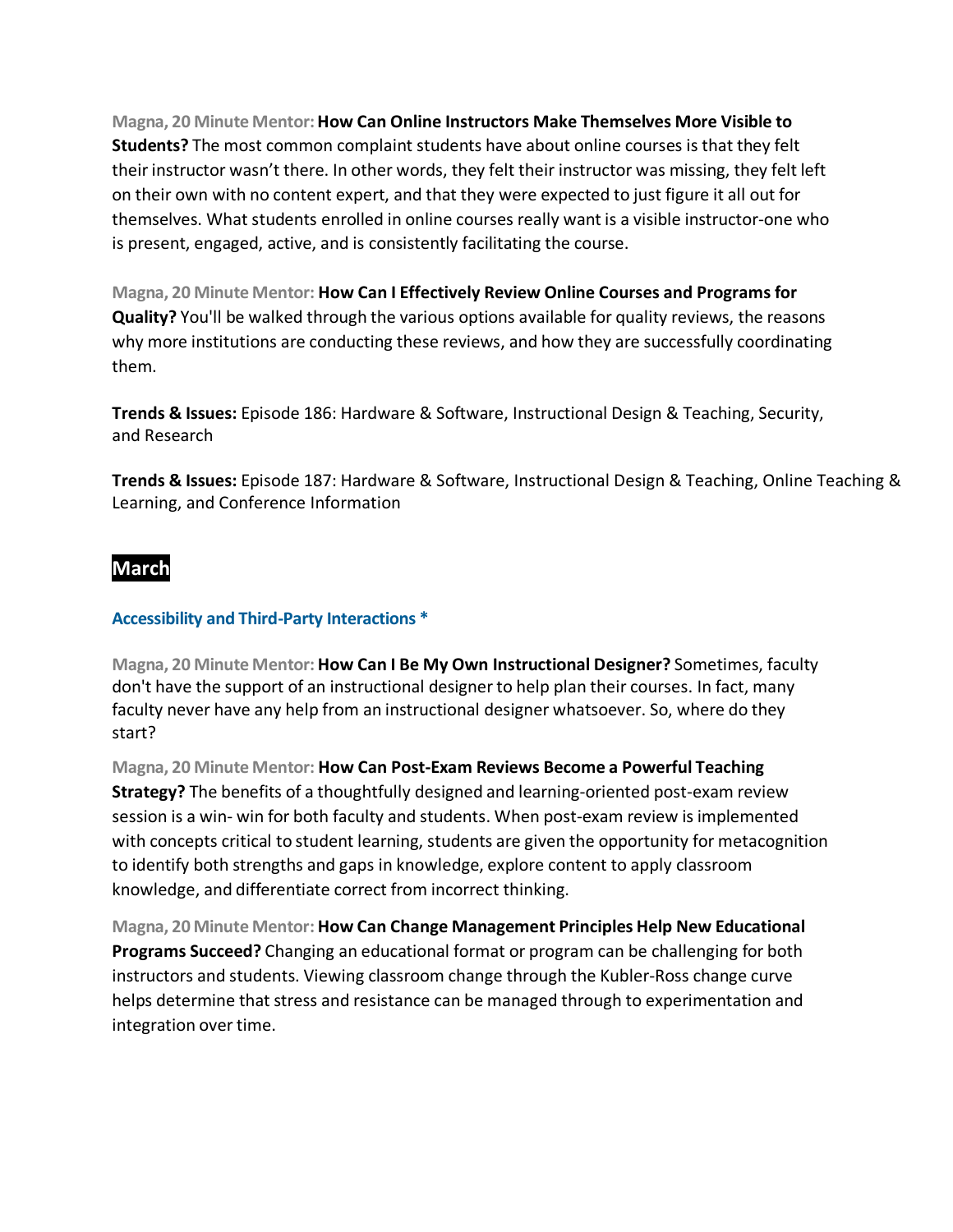Magna, 20 Minute Mentor: **How Can Online Instructors Make Themselves More Visible to Students?** The most common complaint students have about online courses is that they felt their instructor wasn’t there. In other words, they felt their instructor was missing, they felt left on their own with no content expert, and that they were expected to just figure it all out for themselves. What students enrolled in online courses really want is a visible instructor-one who is present, engaged, active, and is consistently facilitating the course.

Magna, 20 Minute Mentor: **How Can I Effectively Review Online Courses and Programs for Quality?** You'll be walked through the various options available for quality reviews, the reasons why more institutions are conducting these reviews, and how they are successfully coordinating them.

**Trends & Issues:** Episode 186: Hardware & Software, Instructional Design & Teaching, Security, and Research

**Trends & Issues:** Episode 187: Hardware & Software, Instructional Design & Teaching, Online Teaching & Learning, and Conference Information

## March

### Accessibility and Third-Party Interactions *

Magna, 20 Minute Mentor: **How Can I Be My Own Instructional Designer?** Sometimes, faculty don't have the support of an instructional designer to help plan their courses. In fact, many faculty never have any help from an instructional designer whatsoever. So, where do they start?

Magna, 20 Minute Mentor: **How Can Post-Exam Reviews Become a Powerful Teaching Strategy?** The benefits of a thoughtfully designed and learning-oriented post-exam review session is a win- win for both faculty and students. When post-exam review is implemented with concepts critical to student learning, students are given the opportunity for metacognition to identify both strengths and gaps in knowledge, explore content to apply classroom knowledge, and differentiate correct from incorrect thinking.

Magna, 20 Minute Mentor: **How Can Change Management Principles Help New Educational Programs Succeed?** Changing an educational format or program can be challenging for both instructors and students. Viewing classroom change through the Kubler-Ross change curve helps determine that stress and resistance can be managed through to experimentation and integration over time.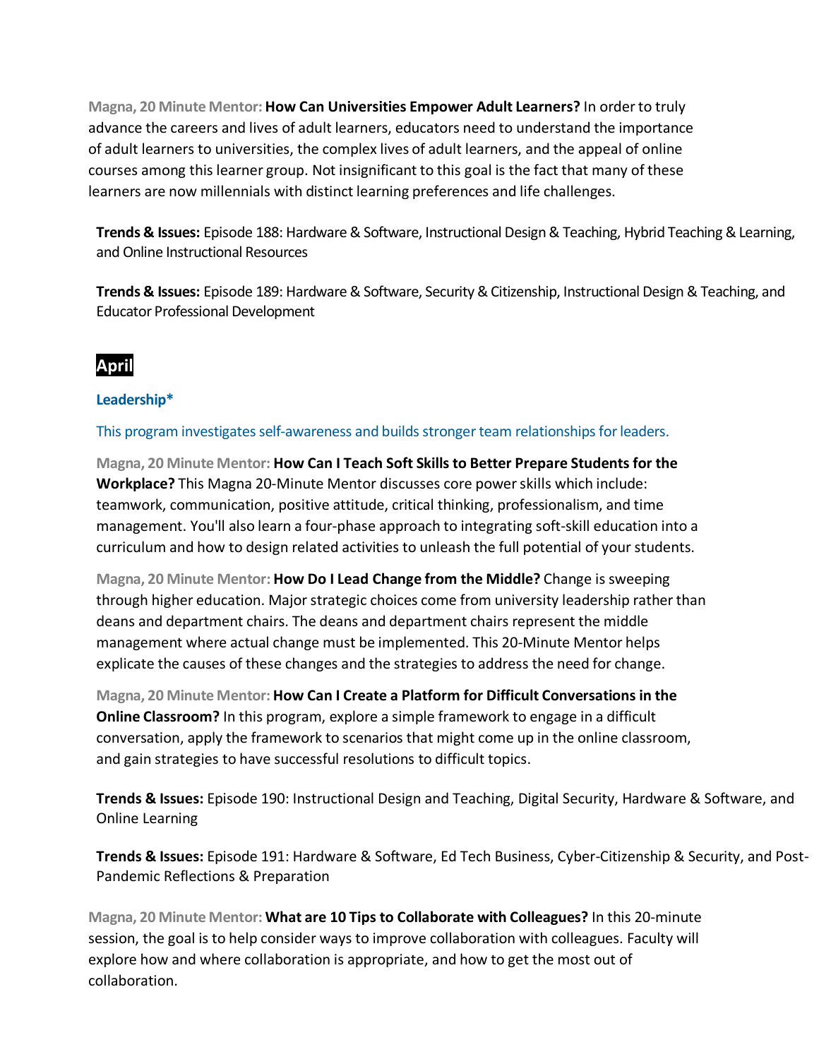**Magna, 20 Minute Mentor: How Can Universities Empower Adult Learners?** In order to truly advance the careers and lives of adult learners, educators need to understand the importance of adult learners to universities, the complex lives of adult learners, and the appeal of online courses among this learner group. Not insignificant to this goal is the fact that many of these learners are now millennials with distinct learning preferences and life challenges.

**Trends & Issues:** Episode 188: Hardware & Software, Instructional Design & Teaching, Hybrid Teaching & Learning, and Online Instructional Resources

**Trends & Issues:** Episode 189: Hardware & Software, Security & Citizenship, Instructional Design & Teaching, and Educator Professional Development

## April

### Leadership*

This program investigates self-awareness and builds stronger team relationships for leaders.

**Magna, 20 Minute Mentor: How Can I Teach Soft Skills to Better Prepare Students for the Workplace?** This Magna 20-Minute Mentor discusses core power skills which include: teamwork, communication, positive attitude, critical thinking, professionalism, and time management. You'll also learn a four-phase approach to integrating soft-skill education into a curriculum and how to design related activities to unleash the full potential of your students.

**Magna, 20 Minute Mentor: How Do I Lead Change from the Middle?** Change is sweeping through higher education. Major strategic choices come from university leadership rather than deans and department chairs. The deans and department chairs represent the middle management where actual change must be implemented. This 20-Minute Mentor helps explicate the causes of these changes and the strategies to address the need for change.

**Magna, 20 Minute Mentor: How Can I Create a Platform for Difficult Conversations in the Online Classroom?** In this program, explore a simple framework to engage in a difficult conversation, apply the framework to scenarios that might come up in the online classroom, and gain strategies to have successful resolutions to difficult topics.

**Trends & Issues:** Episode 190: Instructional Design and Teaching, Digital Security, Hardware & Software, and Online Learning

**Trends & Issues:** Episode 191: Hardware & Software, Ed Tech Business, Cyber-Citizenship & Security, and Post-Pandemic Reflections & Preparation

**Magna, 20 Minute Mentor: What are 10 Tips to Collaborate with Colleagues?** In this 20-minute session, the goal is to help consider ways to improve collaboration with colleagues. Faculty will explore how and where collaboration is appropriate, and how to get the most out of collaboration.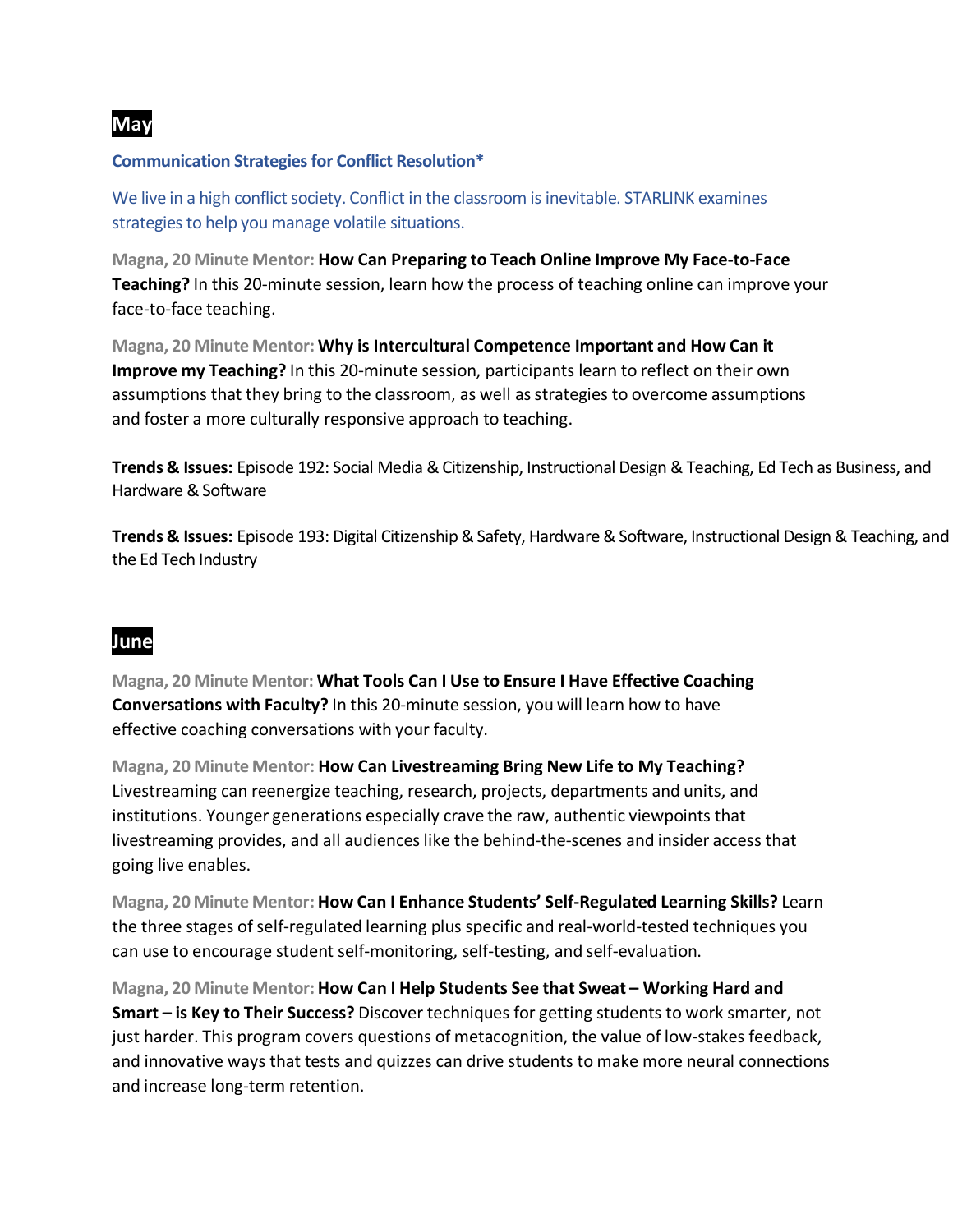## May

**Communication Strategies for Conflict Resolution***

We live in a high conflict society. Conflict in the classroom is inevitable. STARLINK examines strategies to help you manage volatile situations.

**Magna, 20 Minute Mentor: How Can Preparing to Teach Online Improve My Face-to-Face Teaching?** In this 20-minute session, learn how the process of teaching online can improve your face-to-face teaching.

**Magna, 20 Minute Mentor: Why is Intercultural Competence Important and How Can it Improve my Teaching?** In this 20-minute session, participants learn to reflect on their own assumptions that they bring to the classroom, as well as strategies to overcome assumptions and foster a more culturally responsive approach to teaching.

**Trends & Issues:** Episode 192: Social Media & Citizenship, Instructional Design & Teaching, Ed Tech as Business, and Hardware & Software

**Trends & Issues:** Episode 193: Digital Citizenship & Safety, Hardware & Software, Instructional Design & Teaching, and the Ed Tech Industry

## June

**Magna, 20 Minute Mentor: What Tools Can I Use to Ensure I Have Effective Coaching Conversations with Faculty?** In this 20-minute session, you will learn how to have effective coaching conversations with your faculty.

**Magna, 20 Minute Mentor: How Can Livestreaming Bring New Life to My Teaching?** Livestreaming can reenergize teaching, research, projects, departments and units, and institutions. Younger generations especially crave the raw, authentic viewpoints that livestreaming provides, and all audiences like the behind-the-scenes and insider access that going live enables.

**Magna, 20 Minute Mentor: How Can I Enhance Students' Self-Regulated Learning Skills?** Learn the three stages of self-regulated learning plus specific and real-world-tested techniques you can use to encourage student self-monitoring, self-testing, and self-evaluation.

**Magna, 20 Minute Mentor: How Can I Help Students See that Sweat – Working Hard and Smart – is Key to Their Success?** Discover techniques for getting students to work smarter, not just harder. This program covers questions of metacognition, the value of low-stakes feedback, and innovative ways that tests and quizzes can drive students to make more neural connections and increase long-term retention.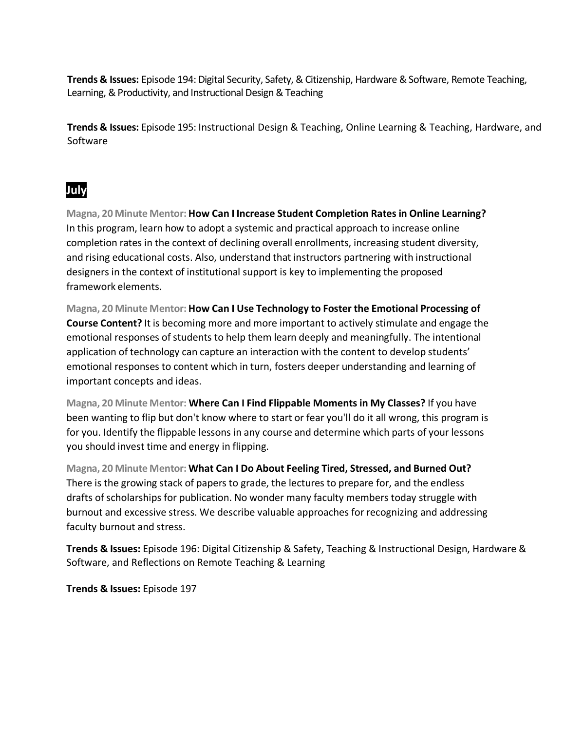**Trends & Issues:** Episode 194: Digital Security, Safety, & Citizenship, Hardware & Software, Remote Teaching, Learning, & Productivity, and Instructional Design & Teaching

**Trends & Issues:** Episode 195: Instructional Design & Teaching, Online Learning & Teaching, Hardware, and Software

## July

Magna, 20 Minute Mentor: **How Can I Increase Student Completion Rates in Online Learning?** In this program, learn how to adopt a systemic and practical approach to increase online completion rates in the context of declining overall enrollments, increasing student diversity, and rising educational costs. Also, understand that instructors partnering with instructional designers in the context of institutional support is key to implementing the proposed framework elements.

Magna, 20 Minute Mentor: **How Can I Use Technology to Foster the Emotional Processing of Course Content?** It is becoming more and more important to actively stimulate and engage the emotional responses of students to help them learn deeply and meaningfully. The intentional application of technology can capture an interaction with the content to develop students' emotional responses to content which in turn, fosters deeper understanding and learning of important concepts and ideas.

Magna, 20 Minute Mentor: **Where Can I Find Flippable Moments in My Classes?** If you have been wanting to flip but don't know where to start or fear you'll do it all wrong, this program is for you. Identify the flippable lessons in any course and determine which parts of your lessons you should invest time and energy in flipping.

Magna, 20 Minute Mentor: **What Can I Do About Feeling Tired, Stressed, and Burned Out?** There is the growing stack of papers to grade, the lectures to prepare for, and the endless drafts of scholarships for publication. No wonder many faculty members today struggle with burnout and excessive stress. We describe valuable approaches for recognizing and addressing faculty burnout and stress.

**Trends & Issues:** Episode 196: Digital Citizenship & Safety, Teaching & Instructional Design, Hardware & Software, and Reflections on Remote Teaching & Learning

**Trends & Issues:** Episode 197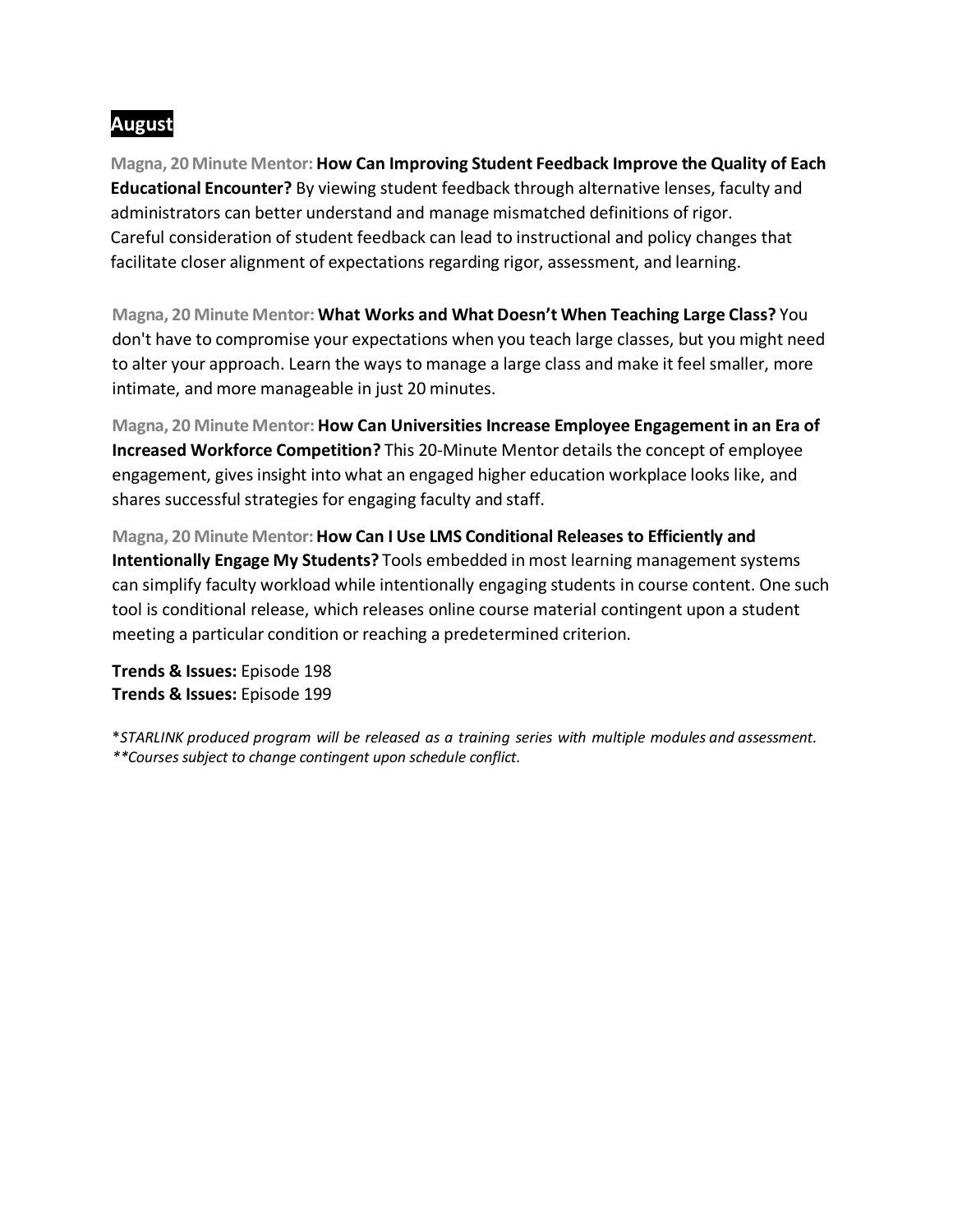## August

Magna, 20 Minute Mentor: **How Can Improving Student Feedback Improve the Quality of Each Educational Encounter?** By viewing student feedback through alternative lenses, faculty and administrators can better understand and manage mismatched definitions of rigor. Careful consideration of student feedback can lead to instructional and policy changes that facilitate closer alignment of expectations regarding rigor, assessment, and learning.

Magna, 20 Minute Mentor: **What Works and What Doesn't When Teaching Large Class?** You don't have to compromise your expectations when you teach large classes, but you might need to alter your approach. Learn the ways to manage a large class and make it feel smaller, more intimate, and more manageable in just 20 minutes.

Magna, 20 Minute Mentor: **How Can Universities Increase Employee Engagement in an Era of Increased Workforce Competition?** This 20-Minute Mentor details the concept of employee engagement, gives insight into what an engaged higher education workplace looks like, and shares successful strategies for engaging faculty and staff.

Magna, 20 Minute Mentor: **How Can I Use LMS Conditional Releases to Efficiently and Intentionally Engage My Students?** Tools embedded in most learning management systems can simplify faculty workload while intentionally engaging students in course content. One such tool is conditional release, which releases online course material contingent upon a student meeting a particular condition or reaching a predetermined criterion.

**Trends & Issues:** Episode 198
**Trends & Issues:** Episode 199

*\*STARLINK produced program will be released as a training series with multiple modules and assessment.*
*\*\*Courses subject to change contingent upon schedule conflict.*